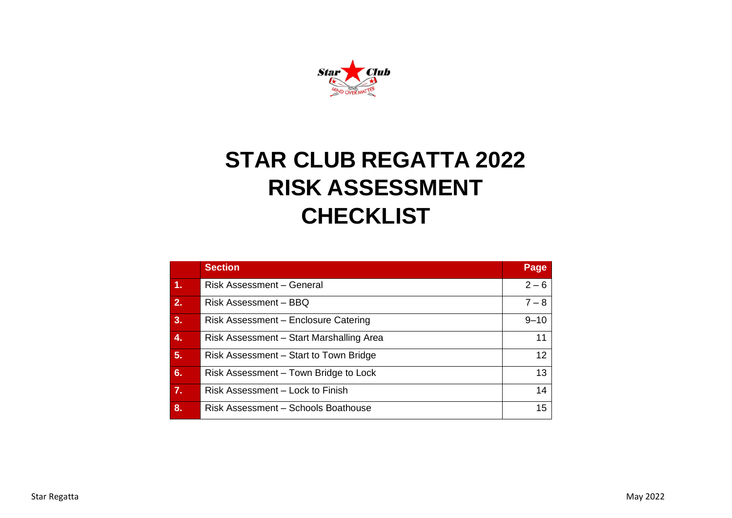# STAR CLUB REGATTA 2022
# RISK ASSESSMENT
# CHECKLIST

| | Section | Page |
|---|---|---|
| 1. | Risk Assessment – General | 2 – 6 |
| 2. | Risk Assessment – BBQ | 7 – 8 |
| 3. | Risk Assessment – Enclosure Catering | 9–10 |
| 4. | Risk Assessment – Start Marshalling Area | 11 |
| 5. | Risk Assessment – Start to Town Bridge | 12 |
| 6. | Risk Assessment – Town Bridge to Lock | 13 |
| 7. | Risk Assessment – Lock to Finish | 14 |
| 8. | Risk Assessment – Schools Boathouse | 15 |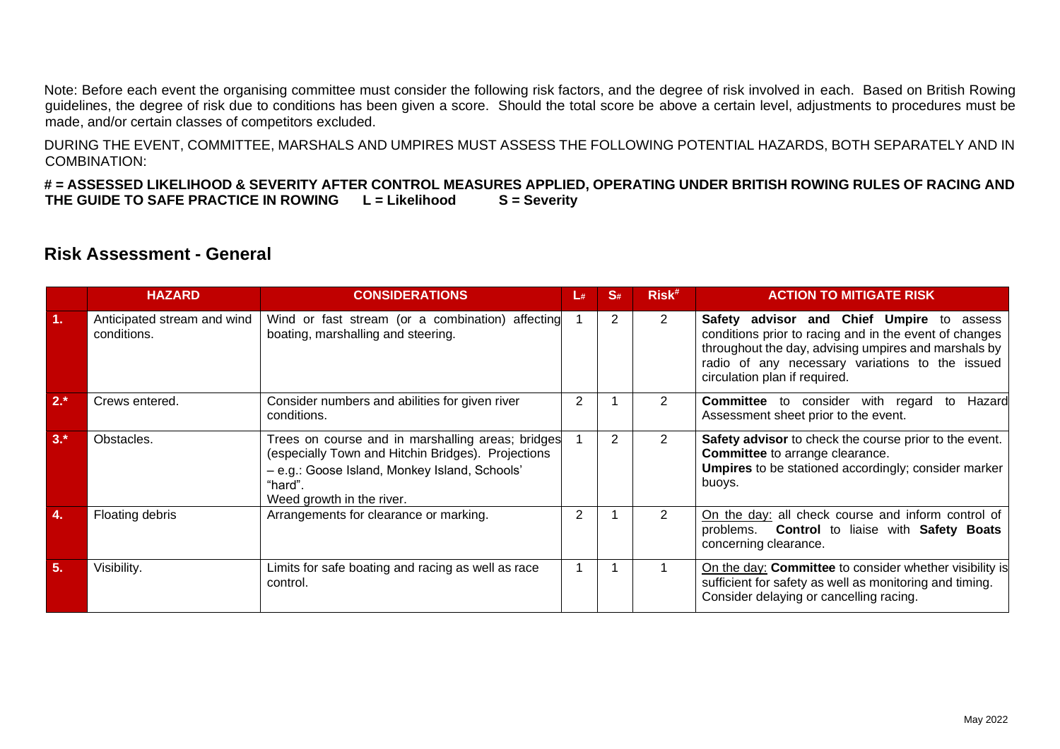Note: Before each event the organising committee must consider the following risk factors, and the degree of risk involved in each. Based on British Rowing guidelines, the degree of risk due to conditions has been given a score. Should the total score be above a certain level, adjustments to procedures must be made, and/or certain classes of competitors excluded.

DURING THE EVENT, COMMITTEE, MARSHALS AND UMPIRES MUST ASSESS THE FOLLOWING POTENTIAL HAZARDS, BOTH SEPARATELY AND IN COMBINATION:

**# = ASSESSED LIKELIHOOD & SEVERITY AFTER CONTROL MEASURES APPLIED, OPERATING UNDER BRITISH ROWING RULES OF RACING AND THE GUIDE TO SAFE PRACTICE IN ROWING L = Likelihood S = Severity**

## Risk Assessment - General

| | HAZARD | CONSIDERATIONS | L# | S# | Risk# | ACTION TO MITIGATE RISK |
|---|---|---|---|---|---|---|
| 1. | Anticipated stream and wind conditions. | Wind or fast stream (or a combination) affecting boating, marshalling and steering. | 1 | 2 | 2 | **Safety advisor and Chief Umpire** to assess conditions prior to racing and in the event of changes throughout the day, advising umpires and marshals by radio of any necessary variations to the issued circulation plan if required. |
| 2.* | Crews entered. | Consider numbers and abilities for given river conditions. | 2 | 1 | 2 | **Committee** to consider with regard to Hazard Assessment sheet prior to the event. |
| 3.* | Obstacles. | Trees on course and in marshalling areas; bridges (especially Town and Hitchin Bridges). Projections – e.g.: Goose Island, Monkey Island, Schools' "hard". Weed growth in the river. | 1 | 2 | 2 | **Safety advisor** to check the course prior to the event. **Committee** to arrange clearance. **Umpires** to be stationed accordingly; consider marker buoys. |
| 4. | Floating debris | Arrangements for clearance or marking. | 2 | 1 | 2 | On the day: all check course and inform control of problems. **Control** to liaise with **Safety Boats** concerning clearance. |
| 5. | Visibility. | Limits for safe boating and racing as well as race control. | 1 | 1 | 1 | On the day: **Committee** to consider whether visibility is sufficient for safety as well as monitoring and timing. Consider delaying or cancelling racing. |

May 2022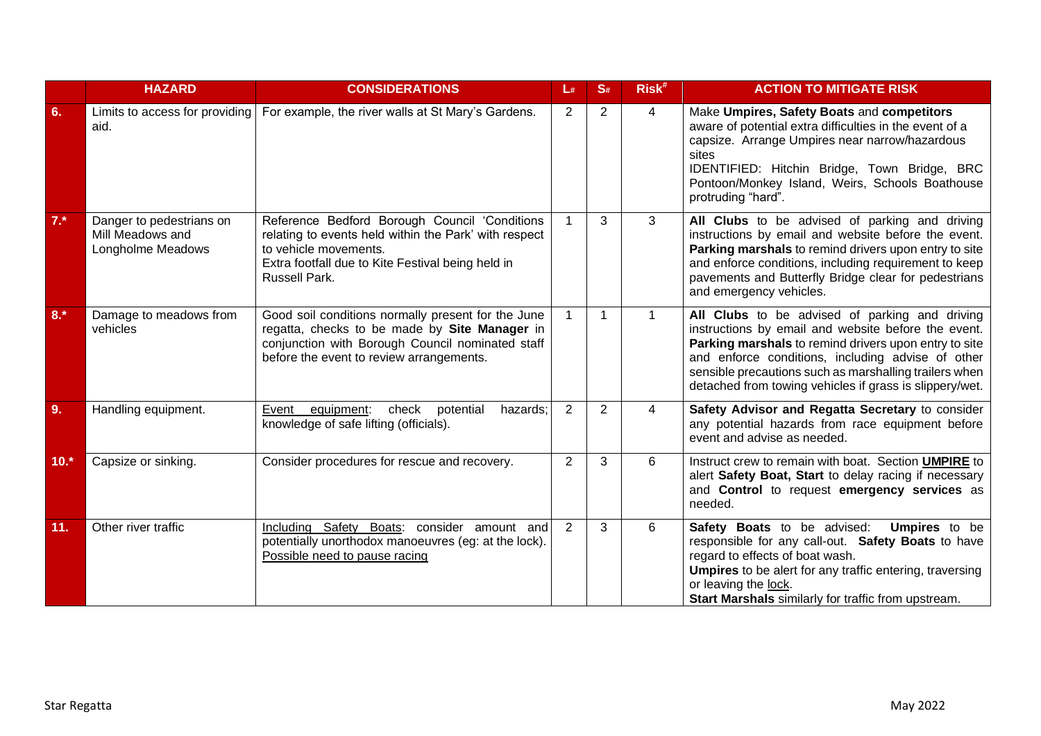|  | HAZARD | CONSIDERATIONS | L# | S# | Risk# | ACTION TO MITIGATE RISK |
|---|---|---|---|---|---|---|
| 6. | Limits to access for providing aid. | For example, the river walls at St Mary's Gardens. | 2 | 2 | 4 | Make **Umpires, Safety Boats** and **competitors** aware of potential extra difficulties in the event of a capsize. Arrange Umpires near narrow/hazardous sites IDENTIFIED: Hitchin Bridge, Town Bridge, BRC Pontoon/Monkey Island, Weirs, Schools Boathouse protruding "hard". |
| 7.* | Danger to pedestrians on Mill Meadows and Longholme Meadows | Reference Bedford Borough Council 'Conditions relating to events held within the Park' with respect to vehicle movements. Extra footfall due to Kite Festival being held in Russell Park. | 1 | 3 | 3 | **All Clubs** to be advised of parking and driving instructions by email and website before the event. **Parking marshals** to remind drivers upon entry to site and enforce conditions, including requirement to keep pavements and Butterfly Bridge clear for pedestrians and emergency vehicles. |
| 8.* | Damage to meadows from vehicles | Good soil conditions normally present for the June regatta, checks to be made by **Site Manager** in conjunction with Borough Council nominated staff before the event to review arrangements. | 1 | 1 | 1 | **All Clubs** to be advised of parking and driving instructions by email and website before the event. **Parking marshals** to remind drivers upon entry to site and enforce conditions, including advise of other sensible precautions such as marshalling trailers when detached from towing vehicles if grass is slippery/wet. |
| 9. | Handling equipment. | Event equipment: check potential hazards; knowledge of safe lifting (officials). | 2 | 2 | 4 | **Safety Advisor and Regatta Secretary** to consider any potential hazards from race equipment before event and advise as needed. |
| 10.* | Capsize or sinking. | Consider procedures for rescue and recovery. | 2 | 3 | 6 | Instruct crew to remain with boat. Section **UMPIRE** to alert **Safety Boat, Start** to delay racing if necessary and **Control** to request **emergency services** as needed. |
| 11. | Other river traffic | Including Safety Boats: consider amount and potentially unorthodox manoeuvres (eg: at the lock). Possible need to pause racing | 2 | 3 | 6 | **Safety Boats** to be advised: **Umpires** to be responsible for any call-out. **Safety Boats** to have regard to effects of boat wash. **Umpires** to be alert for any traffic entering, traversing or leaving the lock. **Start Marshals** similarly for traffic from upstream. |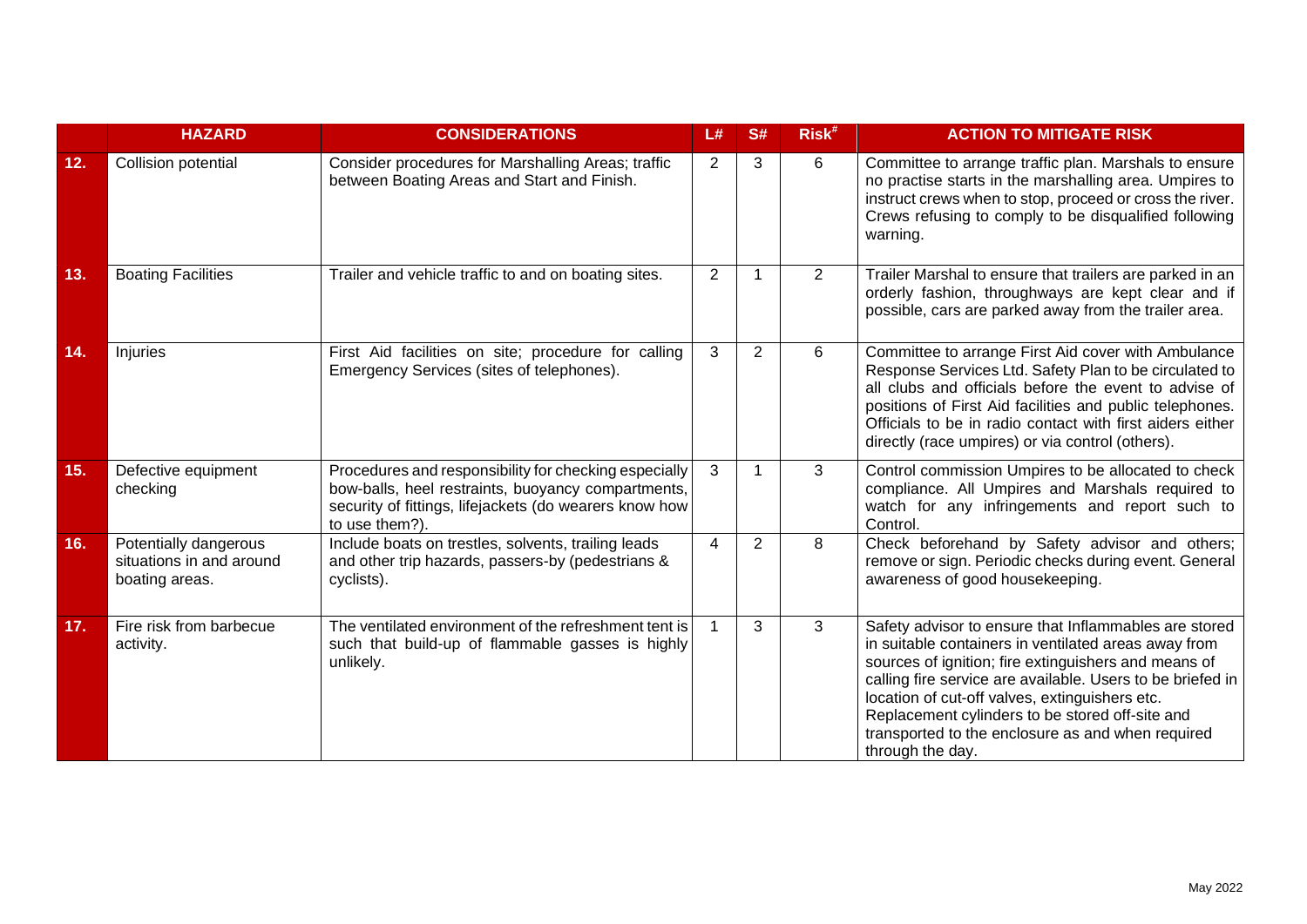| | HAZARD | CONSIDERATIONS | L# | S# | Risk[#] | ACTION TO MITIGATE RISK |
|---|---|---|---|---|---|---|
| 12. | Collision potential | Consider procedures for Marshalling Areas; traffic between Boating Areas and Start and Finish. | 2 | 3 | 6 | Committee to arrange traffic plan. Marshals to ensure no practise starts in the marshalling area. Umpires to instruct crews when to stop, proceed or cross the river. Crews refusing to comply to be disqualified following warning. |
| 13. | Boating Facilities | Trailer and vehicle traffic to and on boating sites. | 2 | 1 | 2 | Trailer Marshal to ensure that trailers are parked in an orderly fashion, throughways are kept clear and if possible, cars are parked away from the trailer area. |
| 14. | Injuries | First Aid facilities on site; procedure for calling Emergency Services (sites of telephones). | 3 | 2 | 6 | Committee to arrange First Aid cover with Ambulance Response Services Ltd. Safety Plan to be circulated to all clubs and officials before the event to advise of positions of First Aid facilities and public telephones. Officials to be in radio contact with first aiders either directly (race umpires) or via control (others). |
| 15. | Defective equipment checking | Procedures and responsibility for checking especially bow-balls, heel restraints, buoyancy compartments, security of fittings, lifejackets (do wearers know how to use them?). | 3 | 1 | 3 | Control commission Umpires to be allocated to check compliance. All Umpires and Marshals required to watch for any infringements and report such to Control. |
| 16. | Potentially dangerous situations in and around boating areas. | Include boats on trestles, solvents, trailing leads and other trip hazards, passers-by (pedestrians & cyclists). | 4 | 2 | 8 | Check beforehand by Safety advisor and others; remove or sign. Periodic checks during event. General awareness of good housekeeping. |
| 17. | Fire risk from barbecue activity. | The ventilated environment of the refreshment tent is such that build-up of flammable gasses is highly unlikely. | 1 | 3 | 3 | Safety advisor to ensure that Inflammables are stored in suitable containers in ventilated areas away from sources of ignition; fire extinguishers and means of calling fire service are available. Users to be briefed in location of cut-off valves, extinguishers etc. Replacement cylinders to be stored off-site and transported to the enclosure as and when required through the day. |

May 2022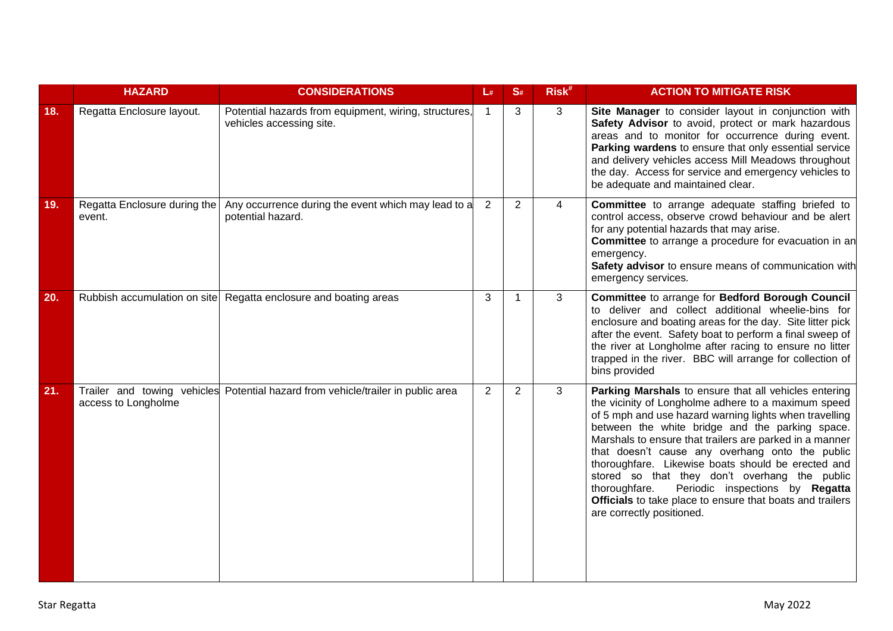| | HAZARD | CONSIDERATIONS | L# | S# | Risk# | ACTION TO MITIGATE RISK |
|---|---|---|---|---|---|---|
| 18. | Regatta Enclosure layout. | Potential hazards from equipment, wiring, structures, vehicles accessing site. | 1 | 3 | 3 | **Site Manager** to consider layout in conjunction with **Safety Advisor** to avoid, protect or mark hazardous areas and to monitor for occurrence during event. **Parking wardens** to ensure that only essential service and delivery vehicles access Mill Meadows throughout the day. Access for service and emergency vehicles to be adequate and maintained clear. |
| 19. | Regatta Enclosure during the event. | Any occurrence during the event which may lead to a potential hazard. | 2 | 2 | 4 | **Committee** to arrange adequate staffing briefed to control access, observe crowd behaviour and be alert for any potential hazards that may arise. **Committee** to arrange a procedure for evacuation in an emergency. **Safety advisor** to ensure means of communication with emergency services. |
| 20. | Rubbish accumulation on site | Regatta enclosure and boating areas | 3 | 1 | 3 | **Committee** to arrange for **Bedford Borough Council** to deliver and collect additional wheelie-bins for enclosure and boating areas for the day. Site litter pick after the event. Safety boat to perform a final sweep of the river at Longholme after racing to ensure no litter trapped in the river. BBC will arrange for collection of bins provided |
| 21. | Trailer and towing vehicles access to Longholme | Potential hazard from vehicle/trailer in public area | 2 | 2 | 3 | **Parking Marshals** to ensure that all vehicles entering the vicinity of Longholme adhere to a maximum speed of 5 mph and use hazard warning lights when travelling between the white bridge and the parking space. Marshals to ensure that trailers are parked in a manner that doesn't cause any overhang onto the public thoroughfare. Likewise boats should be erected and stored so that they don't overhang the public thoroughfare. Periodic inspections by **Regatta Officials** to take place to ensure that boats and trailers are correctly positioned. |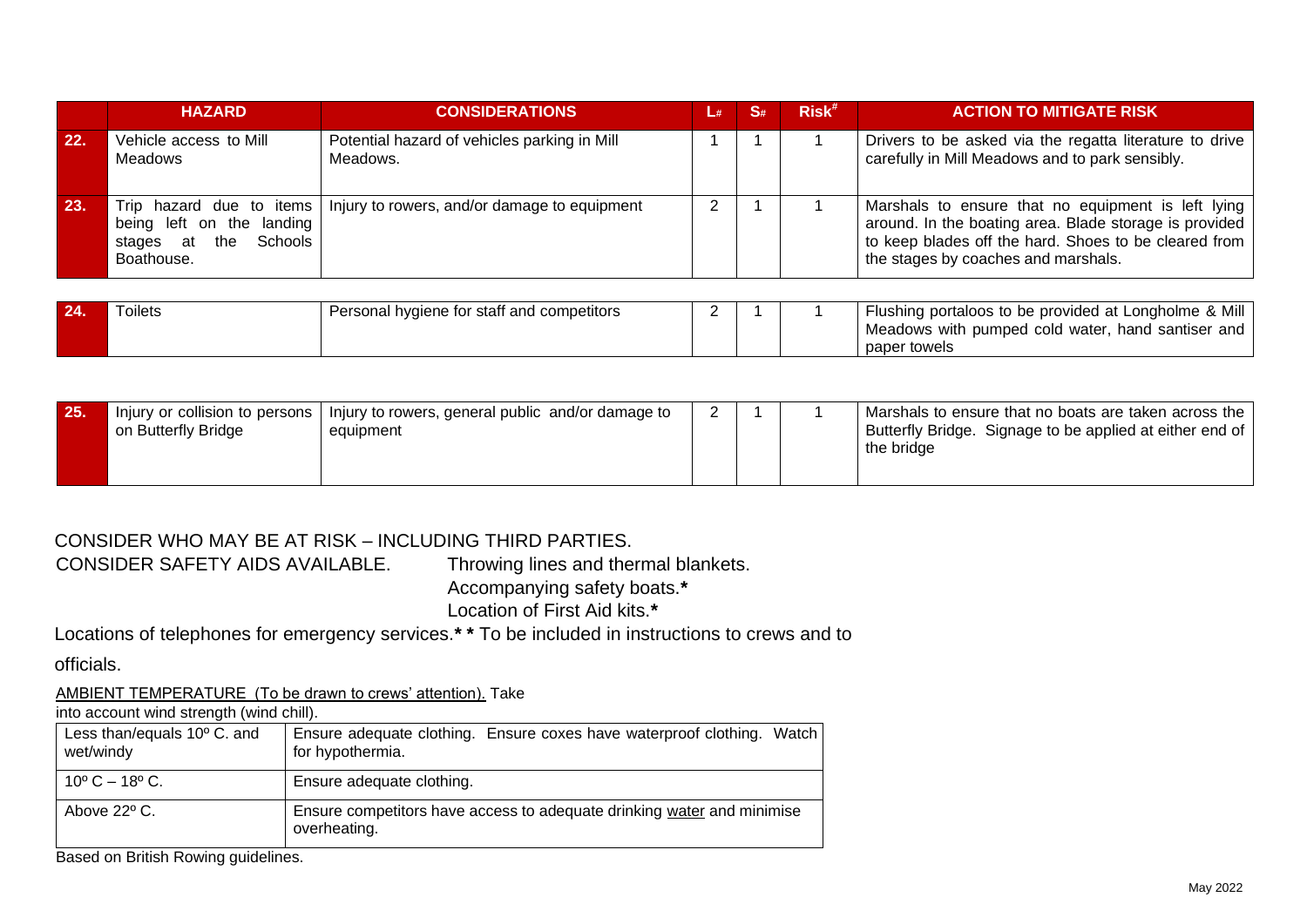| | HAZARD | CONSIDERATIONS | L# | S# | Risk# | ACTION TO MITIGATE RISK |
|---|---|---|---|---|---|---|
| 22. | Vehicle access to Mill Meadows | Potential hazard of vehicles parking in Mill Meadows. | 1 | 1 | 1 | Drivers to be asked via the regatta literature to drive carefully in Mill Meadows and to park sensibly. |
| 23. | Trip hazard due to items being left on the landing stages at the Schools Boathouse. | Injury to rowers, and/or damage to equipment | 2 | 1 | 1 | Marshals to ensure that no equipment is left lying around. In the boating area. Blade storage is provided to keep blades off the hard. Shoes to be cleared from the stages by coaches and marshals. |
| 24. | Toilets | Personal hygiene for staff and competitors | 2 | 1 | 1 | Flushing portaloos to be provided at Longholme & Mill Meadows with pumped cold water, hand santiser and paper towels |
| 25. | Injury or collision to persons on Butterfly Bridge | Injury to rowers, general public and/or damage to equipment | 2 | 1 | 1 | Marshals to ensure that no boats are taken across the Butterfly Bridge. Signage to be applied at either end of the bridge |

CONSIDER WHO MAY BE AT RISK – INCLUDING THIRD PARTIES.

CONSIDER SAFETY AIDS AVAILABLE. Throwing lines and thermal blankets.
Accompanying safety boats.*
Location of First Aid kits.*

Locations of telephones for emergency services.* * To be included in instructions to crews and to officials.

AMBIENT TEMPERATURE (To be drawn to crews' attention). Take into account wind strength (wind chill).

| Less than/equals 10º C. and wet/windy | Ensure adequate clothing. Ensure coxes have waterproof clothing. Watch for hypothermia. |
|---|---|
| 10º C – 18º C. | Ensure adequate clothing. |
| Above 22º C. | Ensure competitors have access to adequate drinking water and minimise overheating. |

Based on British Rowing guidelines.

May 2022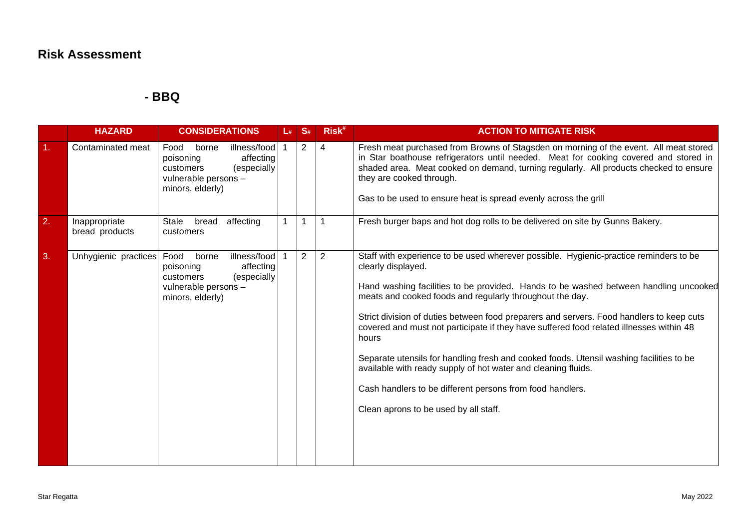## Risk Assessment

### - BBQ

| | HAZARD | CONSIDERATIONS | L# | S# | Risk# | ACTION TO MITIGATE RISK |
|---|---|---|---|---|---|---|
| 1. | Contaminated meat | Food borne illness/food poisoning affecting customers (especially vulnerable persons – minors, elderly) | 1 | 2 | 4 | Fresh meat purchased from Browns of Stagsden on morning of the event. All meat stored in Star boathouse refrigerators until needed. Meat for cooking covered and stored in shaded area. Meat cooked on demand, turning regularly. All products checked to ensure they are cooked through.<br><br>Gas to be used to ensure heat is spread evenly across the grill |
| 2. | Inappropriate bread products | Stale bread affecting customers | 1 | 1 | 1 | Fresh burger baps and hot dog rolls to be delivered on site by Gunns Bakery. |
| 3. | Unhygienic practices | Food borne illness/food poisoning affecting customers (especially vulnerable persons – minors, elderly) | 1 | 2 | 2 | Staff with experience to be used wherever possible. Hygienic-practice reminders to be clearly displayed.<br><br>Hand washing facilities to be provided. Hands to be washed between handling uncooked meats and cooked foods and regularly throughout the day.<br><br>Strict division of duties between food preparers and servers. Food handlers to keep cuts covered and must not participate if they have suffered food related illnesses within 48 hours<br><br>Separate utensils for handling fresh and cooked foods. Utensil washing facilities to be available with ready supply of hot water and cleaning fluids.<br><br>Cash handlers to be different persons from food handlers.<br><br>Clean aprons to be used by all staff. |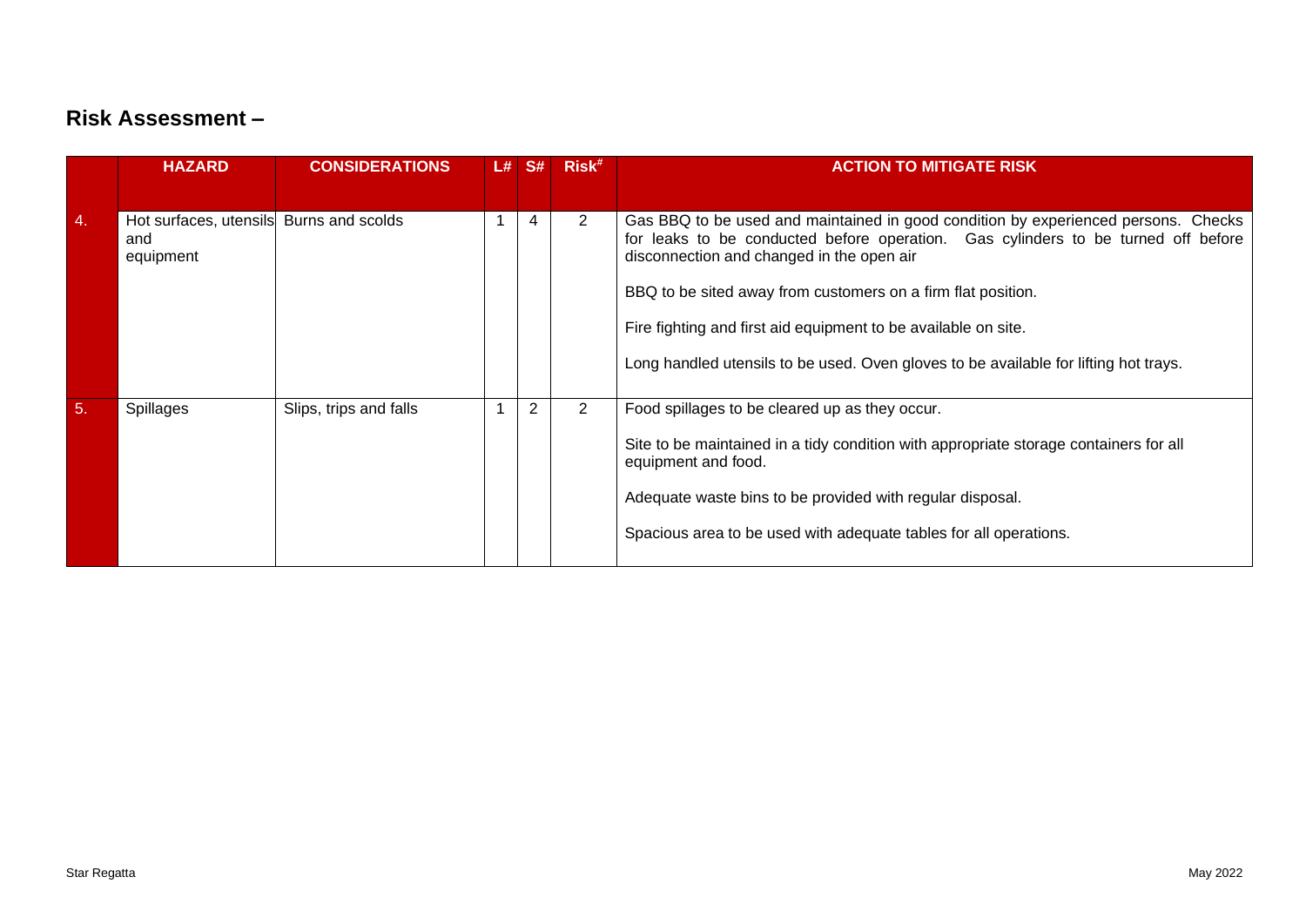## Risk Assessment –

| | HAZARD | CONSIDERATIONS | L# | S# | Risk# | ACTION TO MITIGATE RISK |
|---|---|---|---|---|---|---|
| 4. | Hot surfaces, utensils and equipment | Burns and scolds | 1 | 4 | 2 | Gas BBQ to be used and maintained in good condition by experienced persons. Checks for leaks to be conducted before operation. Gas cylinders to be turned off before disconnection and changed in the open air<br><br>BBQ to be sited away from customers on a firm flat position.<br><br>Fire fighting and first aid equipment to be available on site.<br><br>Long handled utensils to be used. Oven gloves to be available for lifting hot trays. |
| 5. | Spillages | Slips, trips and falls | 1 | 2 | 2 | Food spillages to be cleared up as they occur.<br><br>Site to be maintained in a tidy condition with appropriate storage containers for all equipment and food.<br><br>Adequate waste bins to be provided with regular disposal.<br><br>Spacious area to be used with adequate tables for all operations. |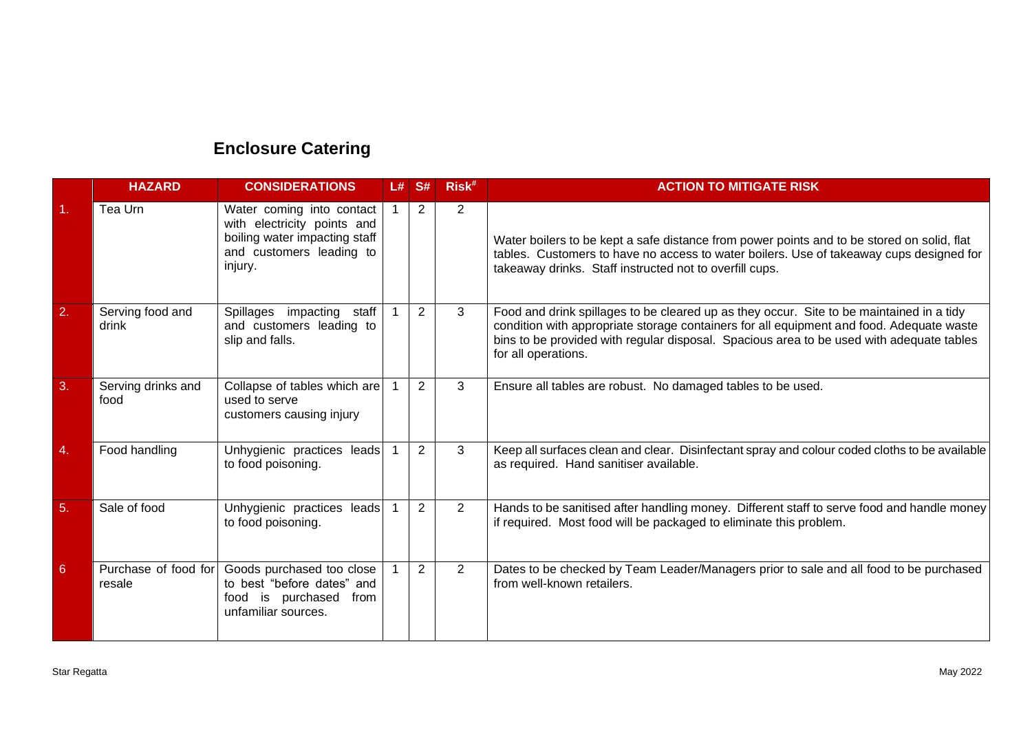## Enclosure Catering

| | HAZARD | CONSIDERATIONS | L# | S# | Risk# | ACTION TO MITIGATE RISK |
|---|---|---|---|---|---|---|
| 1. | Tea Urn | Water coming into contact with electricity points and boiling water impacting staff and customers leading to injury. | 1 | 2 | 2 | Water boilers to be kept a safe distance from power points and to be stored on solid, flat tables. Customers to have no access to water boilers. Use of takeaway cups designed for takeaway drinks. Staff instructed not to overfill cups. |
| 2. | Serving food and drink | Spillages impacting staff and customers leading to slip and falls. | 1 | 2 | 3 | Food and drink spillages to be cleared up as they occur. Site to be maintained in a tidy condition with appropriate storage containers for all equipment and food. Adequate waste bins to be provided with regular disposal. Spacious area to be used with adequate tables for all operations. |
| 3. | Serving drinks and food | Collapse of tables which are used to serve customers causing injury | 1 | 2 | 3 | Ensure all tables are robust. No damaged tables to be used. |
| 4. | Food handling | Unhygienic practices leads to food poisoning. | 1 | 2 | 3 | Keep all surfaces clean and clear. Disinfectant spray and colour coded cloths to be available as required. Hand sanitiser available. |
| 5. | Sale of food | Unhygienic practices leads to food poisoning. | 1 | 2 | 2 | Hands to be sanitised after handling money. Different staff to serve food and handle money if required. Most food will be packaged to eliminate this problem. |
| 6 | Purchase of food for resale | Goods purchased too close to best "before dates" and food is purchased from unfamiliar sources. | 1 | 2 | 2 | Dates to be checked by Team Leader/Managers prior to sale and all food to be purchased from well-known retailers. |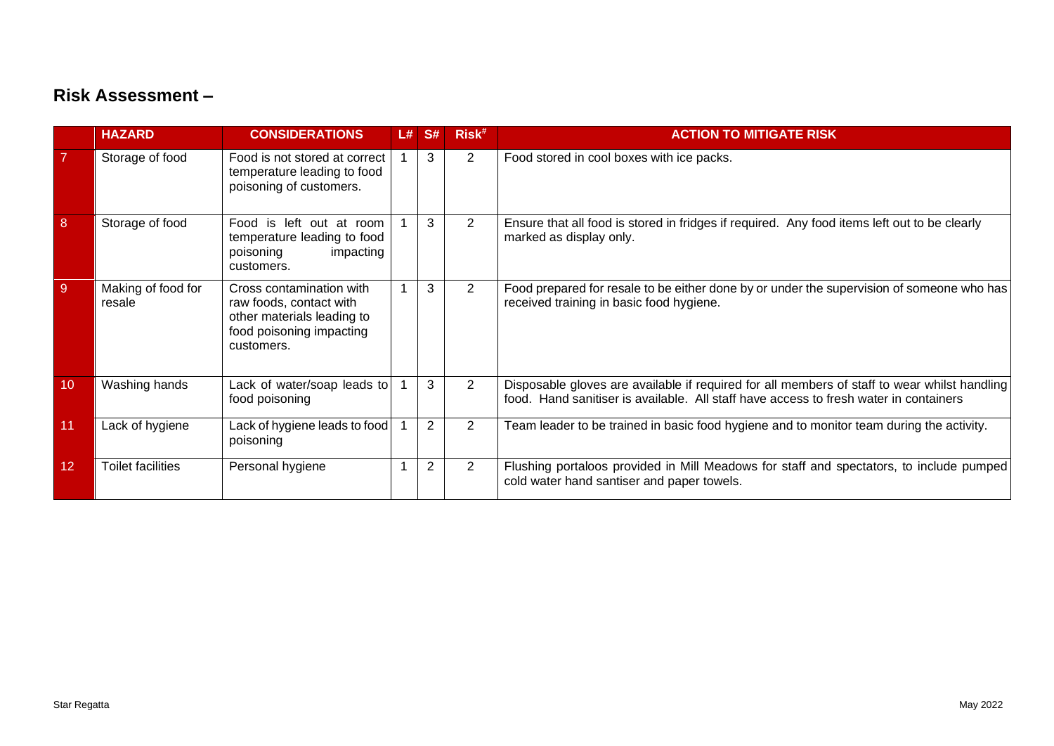## Risk Assessment –

| | HAZARD | CONSIDERATIONS | L# | S# | Risk# | ACTION TO MITIGATE RISK |
|---|---|---|---|---|---|---|
| 7 | Storage of food | Food is not stored at correct temperature leading to food poisoning of customers. | 1 | 3 | 2 | Food stored in cool boxes with ice packs. |
| 8 | Storage of food | Food is left out at room temperature leading to food poisoning impacting customers. | 1 | 3 | 2 | Ensure that all food is stored in fridges if required. Any food items left out to be clearly marked as display only. |
| 9 | Making of food for resale | Cross contamination with raw foods, contact with other materials leading to food poisoning impacting customers. | 1 | 3 | 2 | Food prepared for resale to be either done by or under the supervision of someone who has received training in basic food hygiene. |
| 10 | Washing hands | Lack of water/soap leads to food poisoning | 1 | 3 | 2 | Disposable gloves are available if required for all members of staff to wear whilst handling food. Hand sanitiser is available. All staff have access to fresh water in containers |
| 11 | Lack of hygiene | Lack of hygiene leads to food poisoning | 1 | 2 | 2 | Team leader to be trained in basic food hygiene and to monitor team during the activity. |
| 12 | Toilet facilities | Personal hygiene | 1 | 2 | 2 | Flushing portaloos provided in Mill Meadows for staff and spectators, to include pumped cold water hand santiser and paper towels. |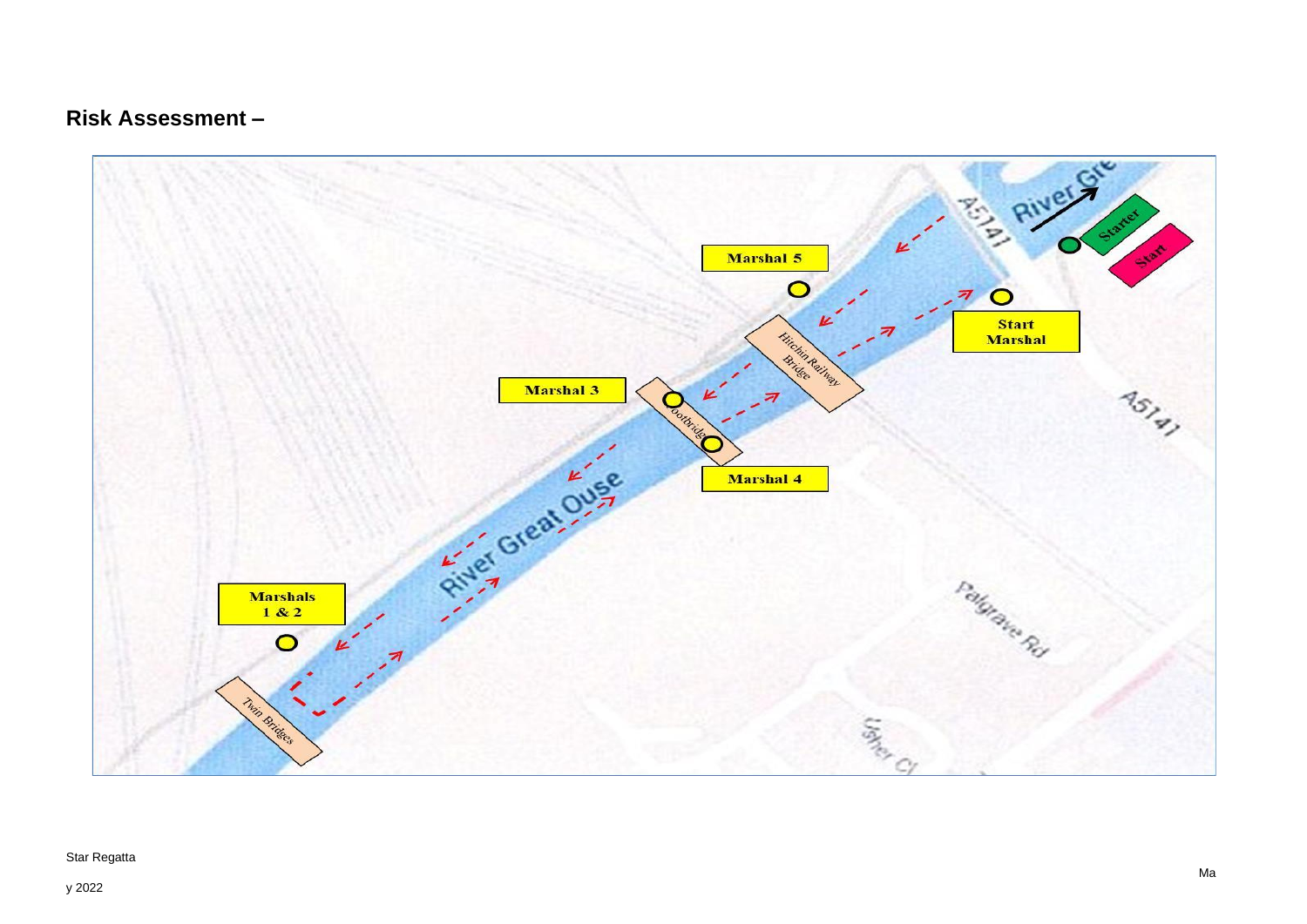## Risk Assessment –

Marshal 5

Start Marshal

Starter

Start

Marshal 3

Hitchin Railway Bridge

Footbridge

Marshal 4

River Great Ouse

Marshals 1 & 2

Twin Bridges

A5141

Palgrave Rd

Usher Cl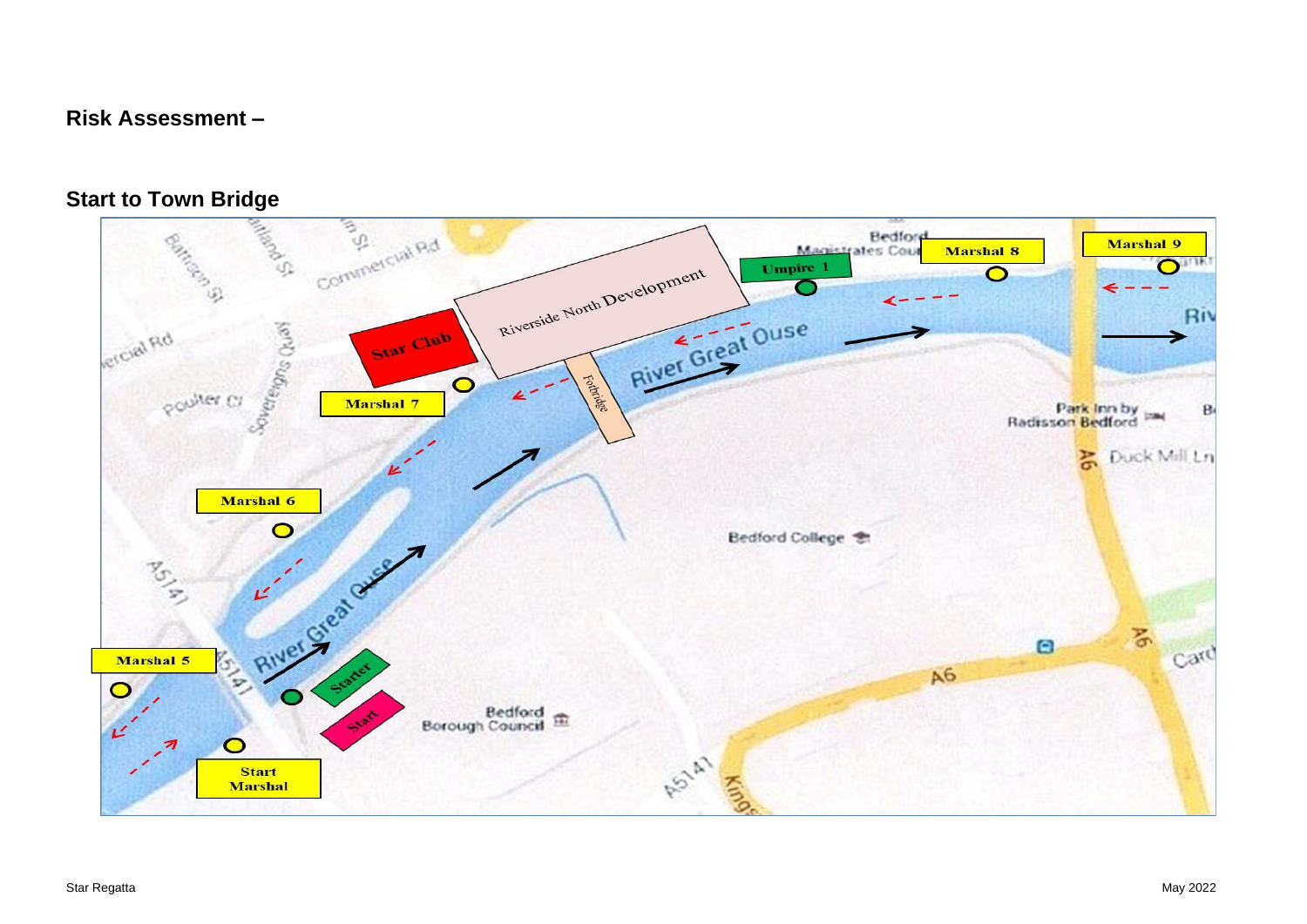## Risk Assessment –

## Start to Town Bridge

Marshal 9

Marshal 8

Umpire 1

Riverside North Development

Star Club

Marshal 7

Fotbridge

River Great Ouse

Marshal 6

Marshal 5

Starter

Start

Start Marshal

Bedford Borough Council

Bedford College

Bedford Magistrates Court

Park Inn by Radisson Bedford

Duck Mill Ln

Commercial Rd

Poulter Cl

Sovereigns Quay

Batts St

A5141

A6

Kings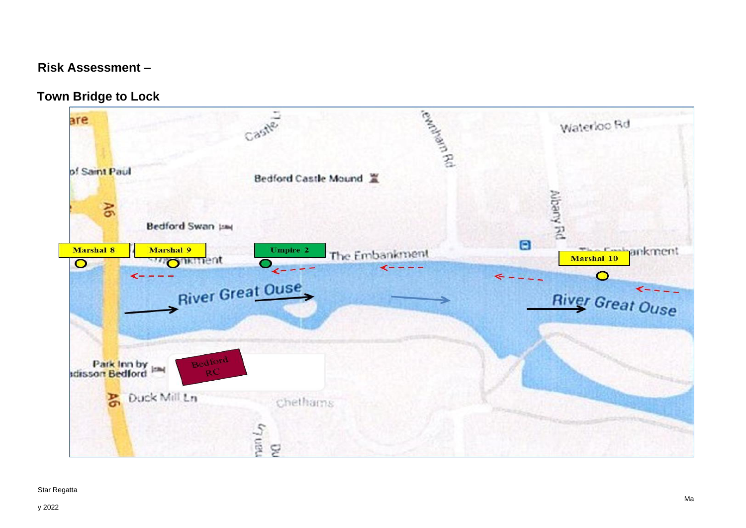## Risk Assessment –

### Town Bridge to Lock

Marshal 8

Marshal 9

Umpire 2

Marshal 10

Bedford RC

River Great Ouse

The Embankment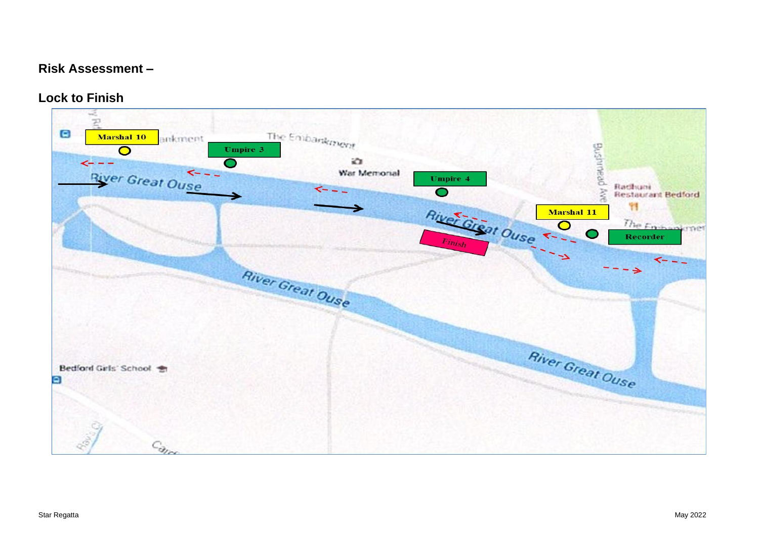## Risk Assessment –

## Lock to Finish

Marshal 10

Umpire 3

Umpire 4

Marshal 11

Recorder

Finish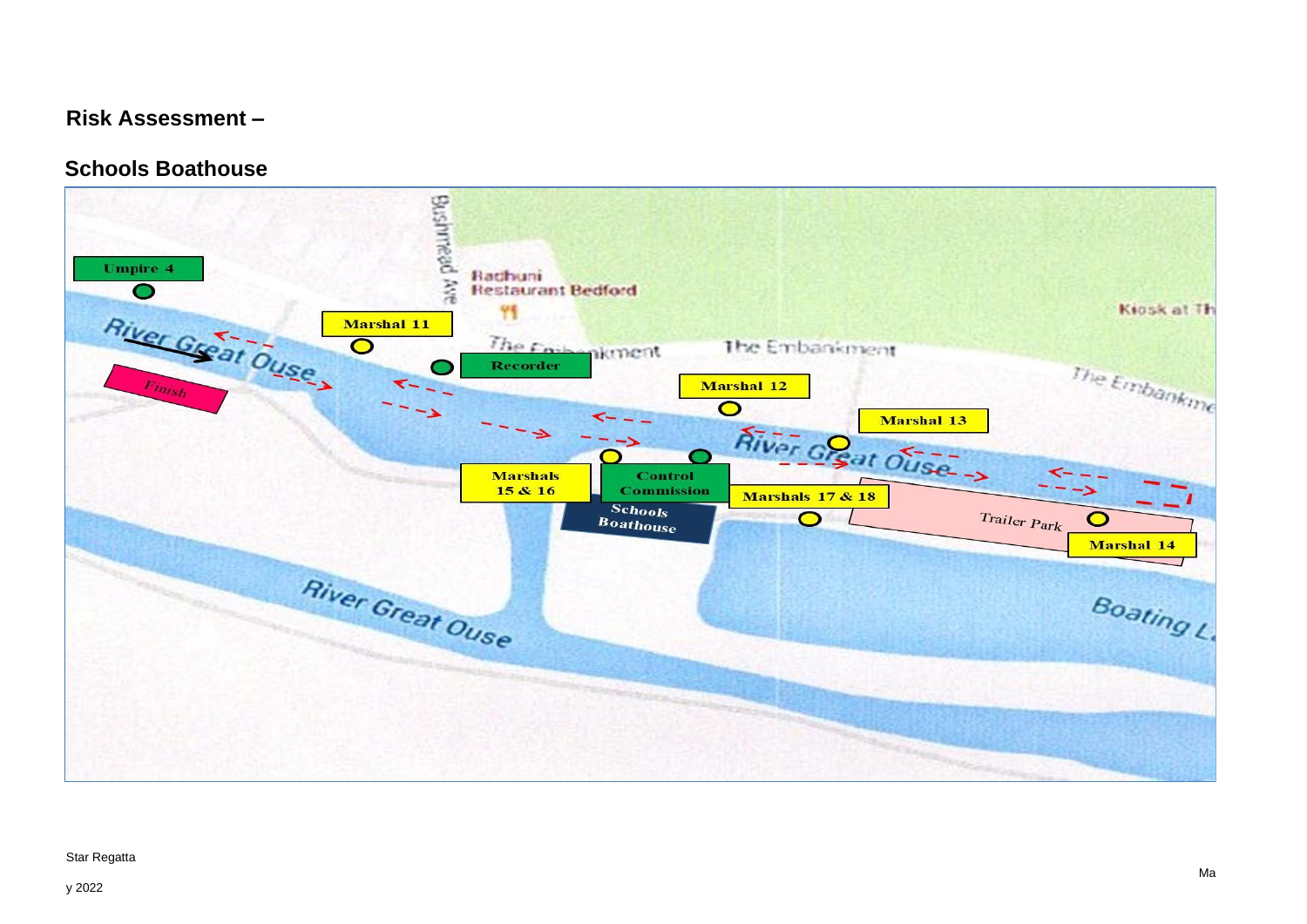# Risk Assessment –

## Schools Boathouse

Umpire 4

Marshal 11

Recorder

Marshal 12

Marshal 13

Finish

Marshals 15 & 16

Control Commission

Schools Boathouse

Marshals 17 & 18

Trailer Park

Marshal 14

River Great Ouse

Bushmead Ave

Radhuni Restaurant Bedford

The Embankment

Kiosk at Th

Boating L